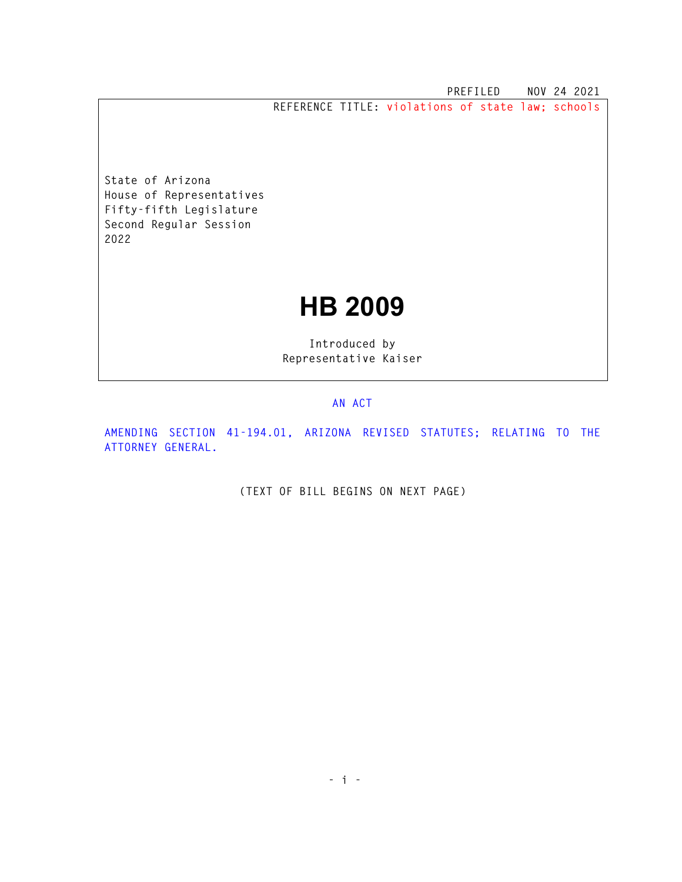PREFILED NOV 24 2021

REFERENCE TITLE: violations of state law; schools

State of Arizona
House of Representatives
Fifty-fifth Legislature
Second Regular Session
2022

# HB 2009

Introduced by
Representative Kaiser

AN ACT

AMENDING SECTION 41-194.01, ARIZONA REVISED STATUTES; RELATING TO THE ATTORNEY GENERAL.

(TEXT OF BILL BEGINS ON NEXT PAGE)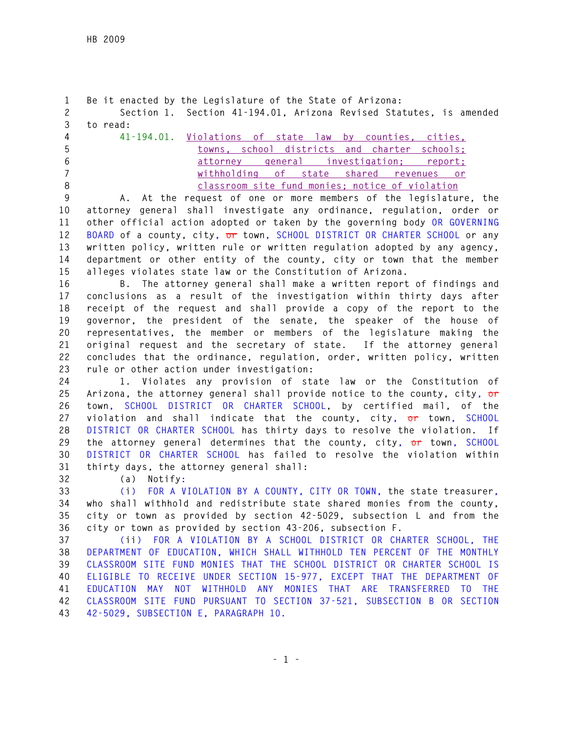Be it enacted by the Legislature of the State of Arizona:

Section 1. Section 41-194.01, Arizona Revised Statutes, is amended to read:

41-194.01. Violations of state law by counties, cities, towns, school districts and charter schools; attorney general investigation; report; withholding of state shared revenues or classroom site fund monies; notice of violation

A. At the request of one or more members of the legislature, the attorney general shall investigate any ordinance, regulation, order or other official action adopted or taken by the governing body OR GOVERNING BOARD of a county, city, ~~or~~ town, SCHOOL DISTRICT OR CHARTER SCHOOL or any written policy, written rule or written regulation adopted by any agency, department or other entity of the county, city or town that the member alleges violates state law or the Constitution of Arizona.

B. The attorney general shall make a written report of findings and conclusions as a result of the investigation within thirty days after receipt of the request and shall provide a copy of the report to the governor, the president of the senate, the speaker of the house of representatives, the member or members of the legislature making the original request and the secretary of state. If the attorney general concludes that the ordinance, regulation, order, written policy, written rule or other action under investigation:

1. Violates any provision of state law or the Constitution of Arizona, the attorney general shall provide notice to the county, city, ~~or~~ town, SCHOOL DISTRICT OR CHARTER SCHOOL, by certified mail, of the violation and shall indicate that the county, city, ~~or~~ town, SCHOOL DISTRICT OR CHARTER SCHOOL has thirty days to resolve the violation. If the attorney general determines that the county, city, ~~or~~ town, SCHOOL DISTRICT OR CHARTER SCHOOL has failed to resolve the violation within thirty days, the attorney general shall:

(a) Notify:

(i) FOR A VIOLATION BY A COUNTY, CITY OR TOWN, the state treasurer, who shall withhold and redistribute state shared monies from the county, city or town as provided by section 42-5029, subsection L and from the city or town as provided by section 43-206, subsection F.

(ii) FOR A VIOLATION BY A SCHOOL DISTRICT OR CHARTER SCHOOL, THE DEPARTMENT OF EDUCATION, WHICH SHALL WITHHOLD TEN PERCENT OF THE MONTHLY CLASSROOM SITE FUND MONIES THAT THE SCHOOL DISTRICT OR CHARTER SCHOOL IS ELIGIBLE TO RECEIVE UNDER SECTION 15-977, EXCEPT THAT THE DEPARTMENT OF EDUCATION MAY NOT WITHHOLD ANY MONIES THAT ARE TRANSFERRED TO THE CLASSROOM SITE FUND PURSUANT TO SECTION 37-521, SUBSECTION B OR SECTION 42-5029, SUBSECTION E, PARAGRAPH 10.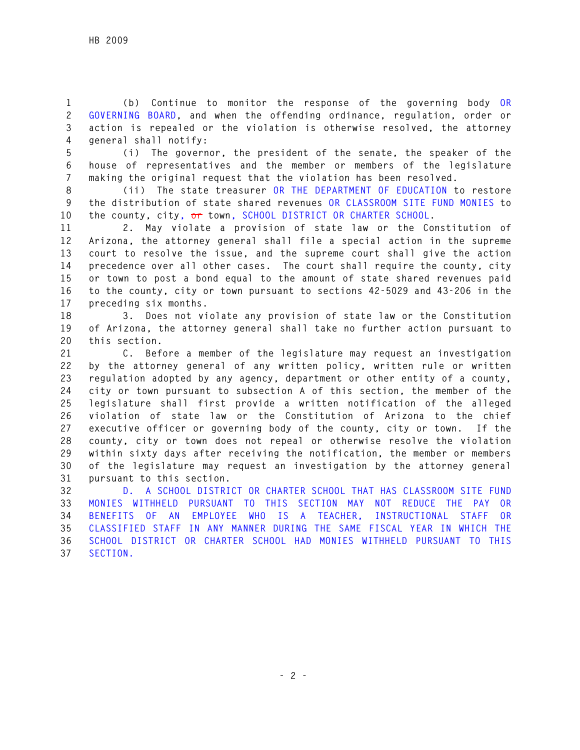(b) Continue to monitor the response of the governing body OR GOVERNING BOARD, and when the offending ordinance, regulation, order or action is repealed or the violation is otherwise resolved, the attorney general shall notify:

(i) The governor, the president of the senate, the speaker of the house of representatives and the member or members of the legislature making the original request that the violation has been resolved.

(ii) The state treasurer OR THE DEPARTMENT OF EDUCATION to restore the distribution of state shared revenues OR CLASSROOM SITE FUND MONIES to the county, city, ~~or~~ town, SCHOOL DISTRICT OR CHARTER SCHOOL.

2. May violate a provision of state law or the Constitution of Arizona, the attorney general shall file a special action in the supreme court to resolve the issue, and the supreme court shall give the action precedence over all other cases. The court shall require the county, city or town to post a bond equal to the amount of state shared revenues paid to the county, city or town pursuant to sections 42-5029 and 43-206 in the preceding six months.

3. Does not violate any provision of state law or the Constitution of Arizona, the attorney general shall take no further action pursuant to this section.

C. Before a member of the legislature may request an investigation by the attorney general of any written policy, written rule or written regulation adopted by any agency, department or other entity of a county, city or town pursuant to subsection A of this section, the member of the legislature shall first provide a written notification of the alleged violation of state law or the Constitution of Arizona to the chief executive officer or governing body of the county, city or town. If the county, city or town does not repeal or otherwise resolve the violation within sixty days after receiving the notification, the member or members of the legislature may request an investigation by the attorney general pursuant to this section.

D. A SCHOOL DISTRICT OR CHARTER SCHOOL THAT HAS CLASSROOM SITE FUND MONIES WITHHELD PURSUANT TO THIS SECTION MAY NOT REDUCE THE PAY OR BENEFITS OF AN EMPLOYEE WHO IS A TEACHER, INSTRUCTIONAL STAFF OR CLASSIFIED STAFF IN ANY MANNER DURING THE SAME FISCAL YEAR IN WHICH THE SCHOOL DISTRICT OR CHARTER SCHOOL HAD MONIES WITHHELD PURSUANT TO THIS SECTION.